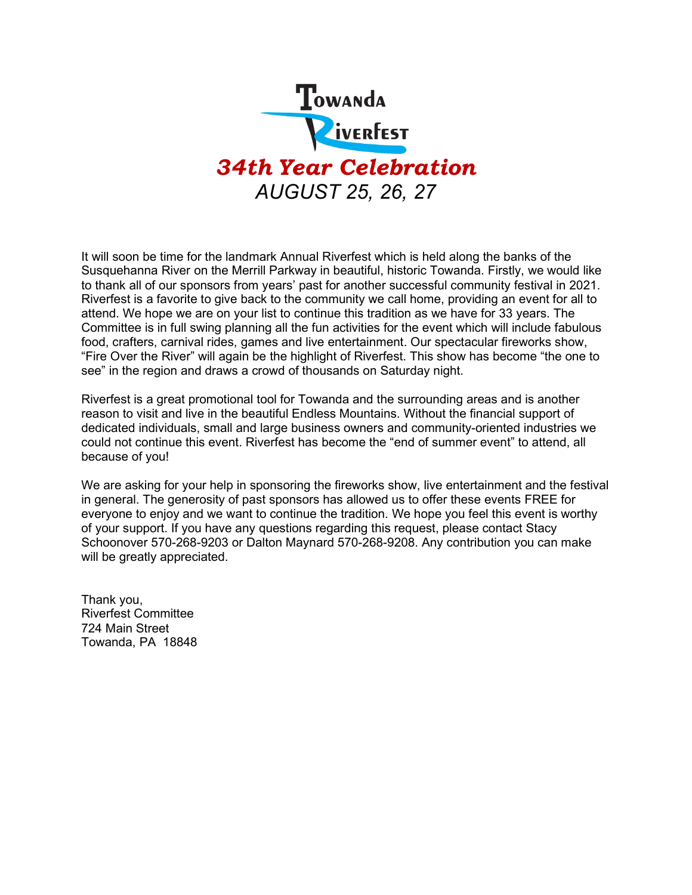# Towanda Riverfest

## *34th Year Celebration*

*AUGUST 25, 26, 27*

It will soon be time for the landmark Annual Riverfest which is held along the banks of the Susquehanna River on the Merrill Parkway in beautiful, historic Towanda. Firstly, we would like to thank all of our sponsors from years' past for another successful community festival in 2021. Riverfest is a favorite to give back to the community we call home, providing an event for all to attend. We hope we are on your list to continue this tradition as we have for 33 years. The Committee is in full swing planning all the fun activities for the event which will include fabulous food, crafters, carnival rides, games and live entertainment. Our spectacular fireworks show, "Fire Over the River" will again be the highlight of Riverfest. This show has become "the one to see" in the region and draws a crowd of thousands on Saturday night.

Riverfest is a great promotional tool for Towanda and the surrounding areas and is another reason to visit and live in the beautiful Endless Mountains. Without the financial support of dedicated individuals, small and large business owners and community-oriented industries we could not continue this event. Riverfest has become the "end of summer event" to attend, all because of you!

We are asking for your help in sponsoring the fireworks show, live entertainment and the festival in general. The generosity of past sponsors has allowed us to offer these events FREE for everyone to enjoy and we want to continue the tradition. We hope you feel this event is worthy of your support. If you have any questions regarding this request, please contact Stacy Schoonover 570-268-9203 or Dalton Maynard 570-268-9208. Any contribution you can make will be greatly appreciated.

Thank you,
Riverfest Committee
724 Main Street
Towanda, PA 18848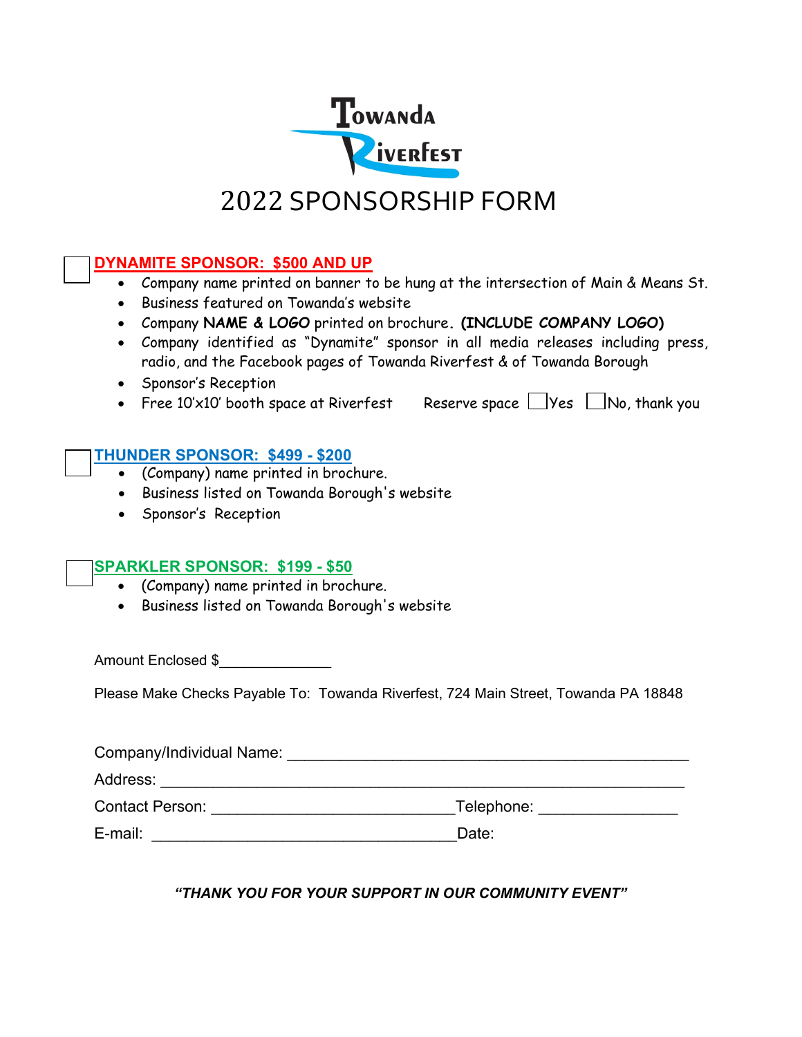Towanda Riverfest

# 2022 SPONSORSHIP FORM

☐ **DYNAMITE SPONSOR: $500 AND UP**

- Company name printed on banner to be hung at the intersection of Main & Means St.
- Business featured on Towanda's website
- Company **NAME & LOGO** printed on brochure. **(INCLUDE COMPANY LOGO)**
- Company identified as "Dynamite" sponsor in all media releases including press, radio, and the Facebook pages of Towanda Riverfest & of Towanda Borough
- Sponsor's Reception
- Free 10'x10' booth space at Riverfest    Reserve space ☐Yes ☐No, thank you

☐ **THUNDER SPONSOR: $499 - $200**

- (Company) name printed in brochure.
- Business listed on Towanda Borough's website
- Sponsor's Reception

☐ **SPARKLER SPONSOR: $199 - $50**

- (Company) name printed in brochure.
- Business listed on Towanda Borough's website

Amount Enclosed $_____________

Please Make Checks Payable To: Towanda Riverfest, 724 Main Street, Towanda PA 18848

Company/Individual Name: ____________________________________________

Address: __________________________________________________________

Contact Person: ___________________________Telephone: _______________

E-mail: __________________________________Date:

***"THANK YOU FOR YOUR SUPPORT IN OUR COMMUNITY EVENT"***